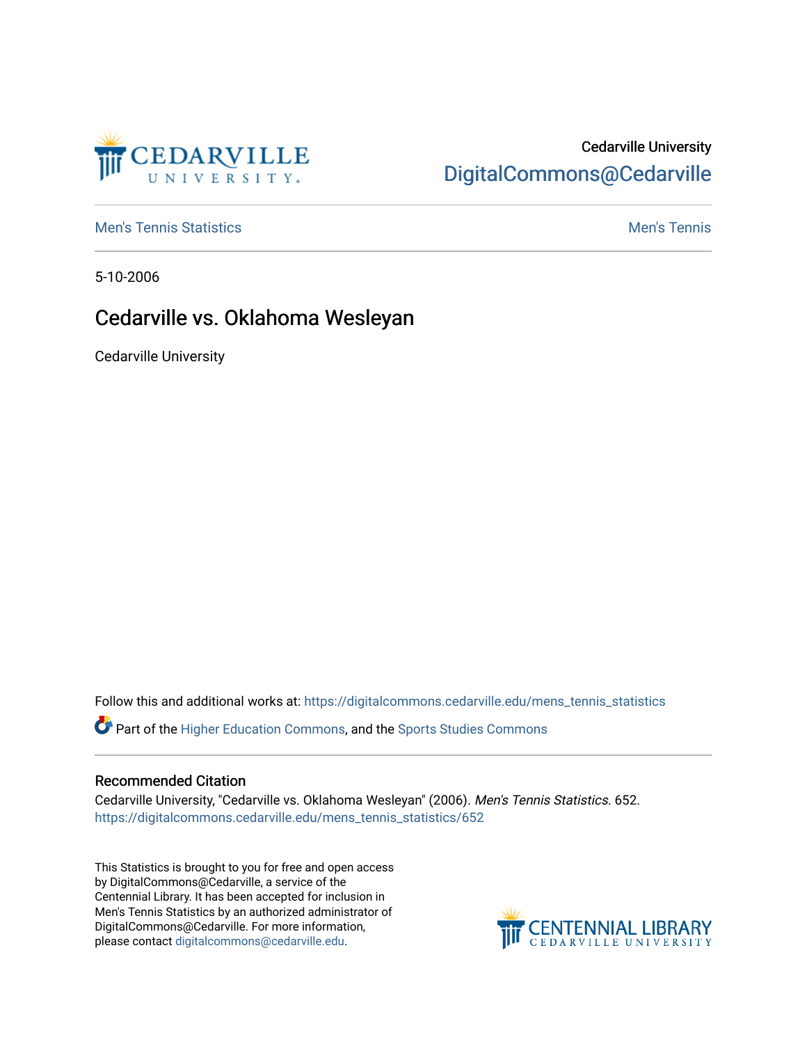Cedarville University
DigitalCommons@Cedarville

Men's Tennis Statistics | Men's Tennis

5-10-2006

# Cedarville vs. Oklahoma Wesleyan

Cedarville University

Follow this and additional works at: https://digitalcommons.cedarville.edu/mens_tennis_statistics

Part of the Higher Education Commons, and the Sports Studies Commons

## Recommended Citation

Cedarville University, "Cedarville vs. Oklahoma Wesleyan" (2006). *Men's Tennis Statistics*. 652.
https://digitalcommons.cedarville.edu/mens_tennis_statistics/652

This Statistics is brought to you for free and open access by DigitalCommons@Cedarville, a service of the Centennial Library. It has been accepted for inclusion in Men's Tennis Statistics by an authorized administrator of DigitalCommons@Cedarville. For more information, please contact digitalcommons@cedarville.edu.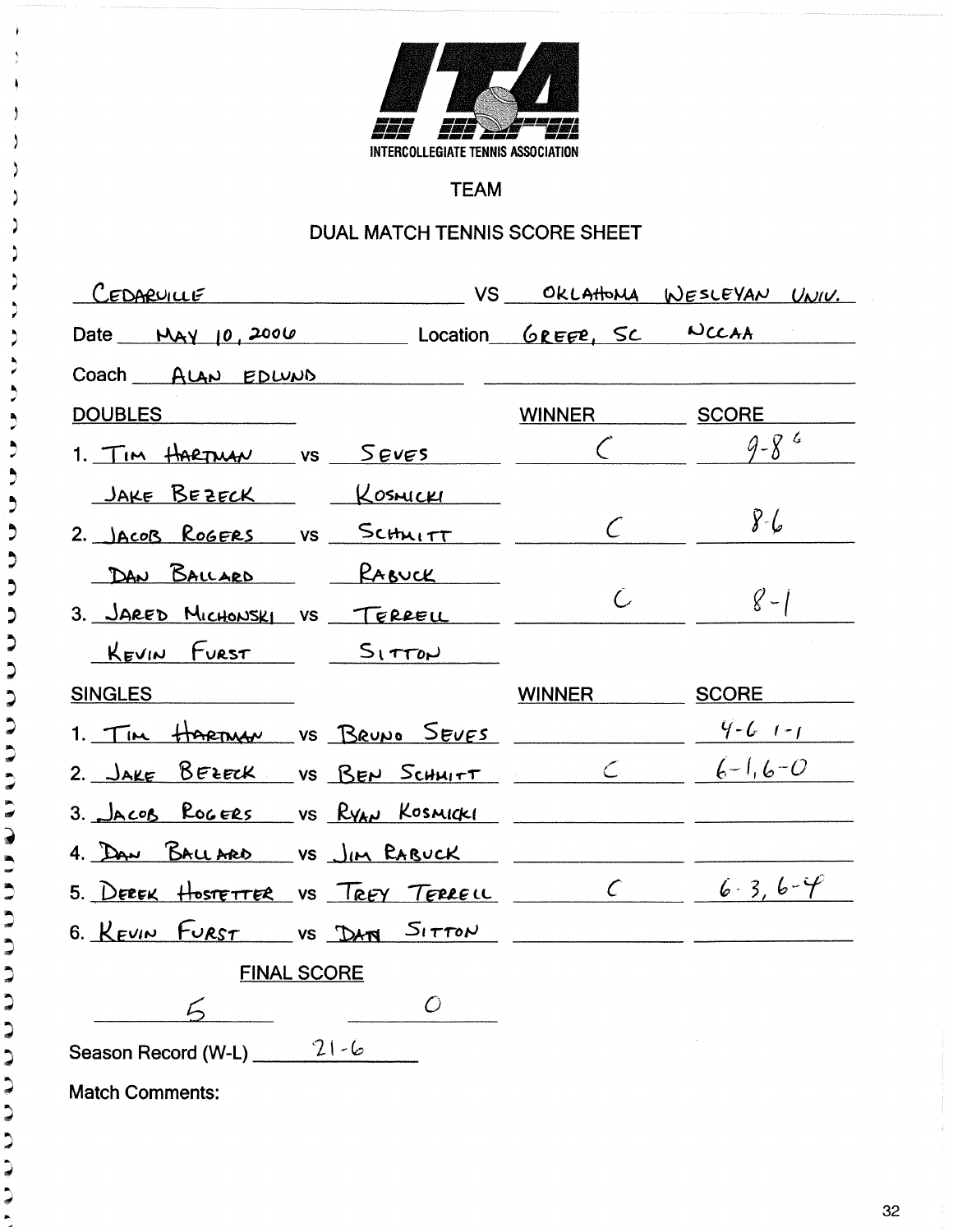INTERCOLLEGIATE TENNIS ASSOCIATION

# TEAM

## DUAL MATCH TENNIS SCORE SHEET

CEDARVILLE VS OKLAHOMA WESLEYAN UNIV.

Date MAY 10, 2006 Location GREER, SC NCCAA

Coach ALAN EDLUND

| DOUBLES | | | WINNER | SCORE |
|---|---|---|---|---|
| 1. TIM HARTMAN / JAKE BEZECK | vs | SEVES / KOSMICKI | C | 9-8 (6) |
| 2. JACOB ROGERS / DAN BALLARD | vs | SCHMITT / RABUCK | C | 8-6 |
| 3. JARED MICHONSKI / KEVIN FURST | vs | TERRELL / SITTON | C | 8-1 |

| SINGLES | | | WINNER | SCORE |
|---|---|---|---|---|
| 1. TIM HARTMAN | vs | BRUNO SEVES | | 4-6 1-1 |
| 2. JAKE BEZECK | vs | BEN SCHMITT | C | 6-1, 6-0 |
| 3. JACOB ROGERS | vs | RYAN KOSMICKI | | |
| 4. DAN BALLARD | vs | JIM RABUCK | | |
| 5. DEREK HOSTETTER | vs | TREY TERRELL | C | 6-3, 6-4 |
| 6. KEVIN FURST | vs | DAN SITTON | | |

FINAL SCORE

5 0

Season Record (W-L) 21-6

Match Comments: